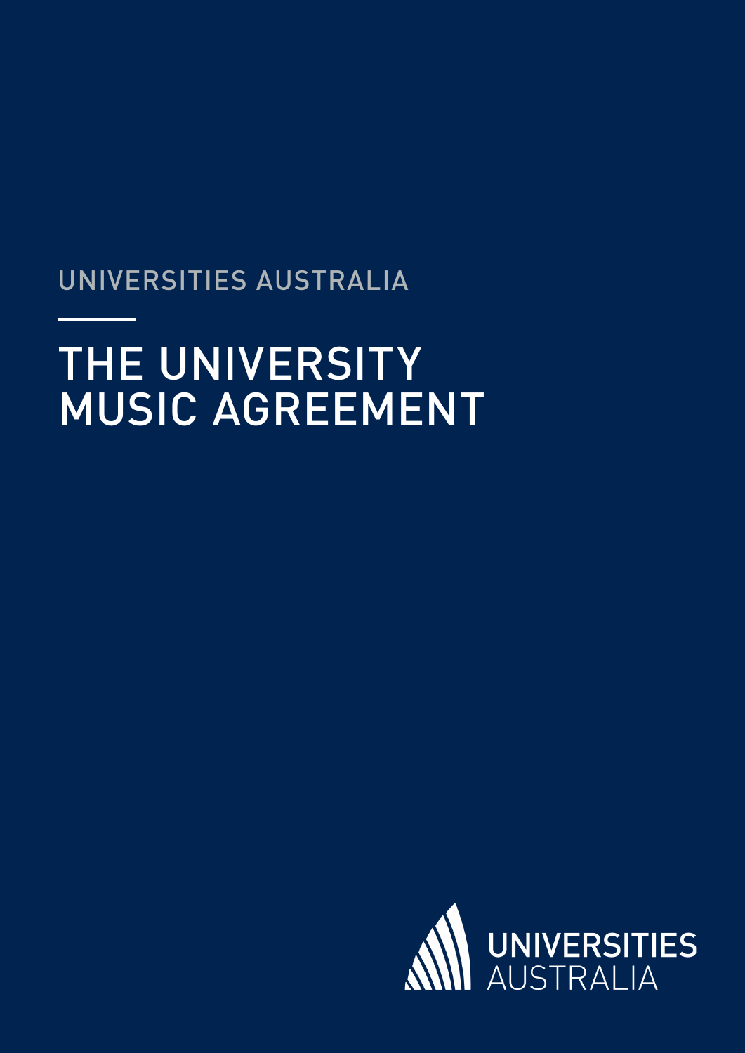UNIVERSITIES AUSTRALIA

# THE UNIVERSITY MUSIC AGREEMENT

UNIVERSITIES AUSTRALIA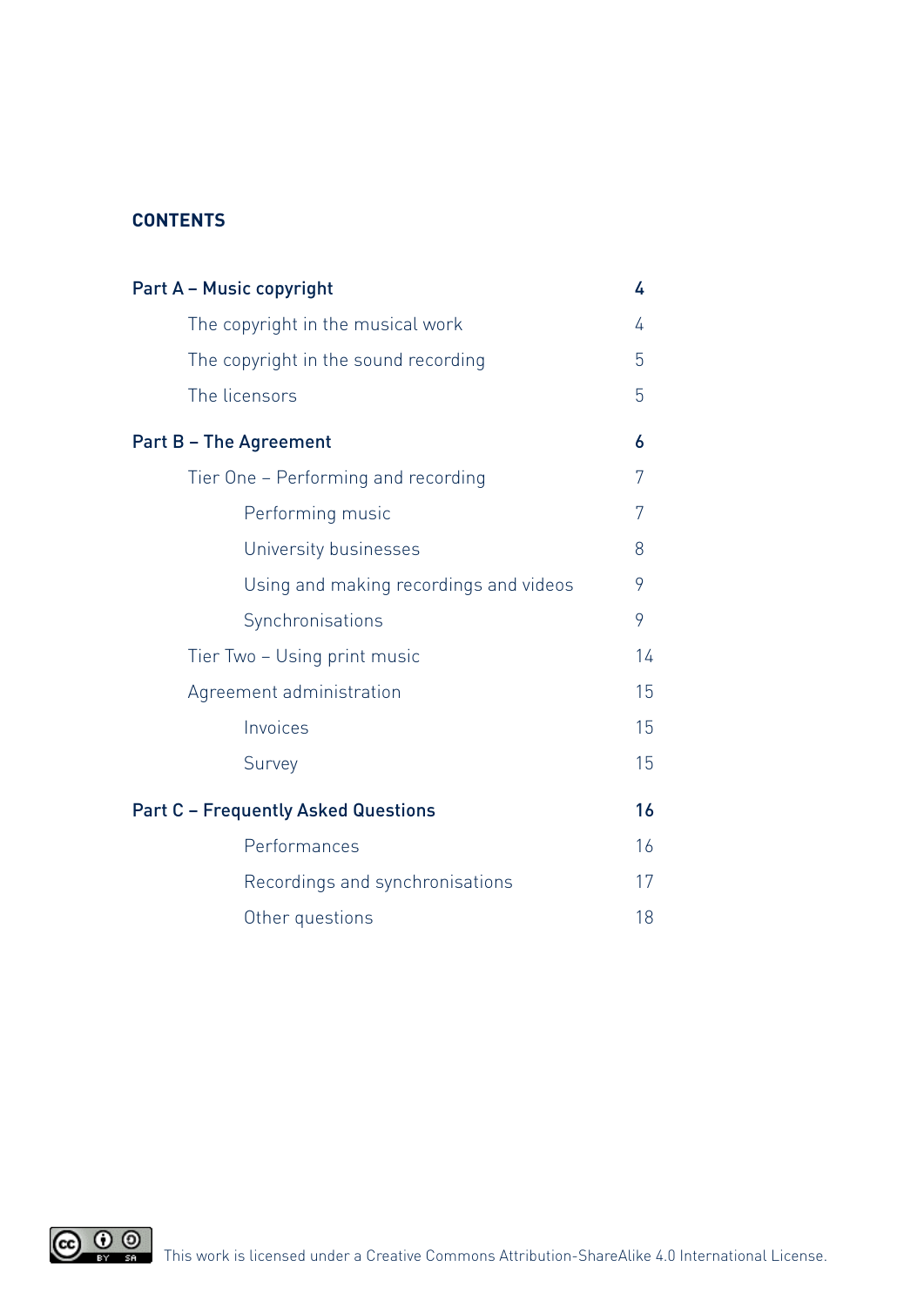## CONTENTS

| | |
|---|---|
| **Part A – Music copyright** | **4** |
| The copyright in the musical work | 4 |
| The copyright in the sound recording | 5 |
| The licensors | 5 |
| **Part B – The Agreement** | **6** |
| Tier One – Performing and recording | 7 |
| Performing music | 7 |
| University businesses | 8 |
| Using and making recordings and videos | 9 |
| Synchronisations | 9 |
| Tier Two – Using print music | 14 |
| Agreement administration | 15 |
| Invoices | 15 |
| Survey | 15 |
| **Part C – Frequently Asked Questions** | **16** |
| Performances | 16 |
| Recordings and synchronisations | 17 |
| Other questions | 18 |

This work is licensed under a Creative Commons Attribution-ShareAlike 4.0 International License.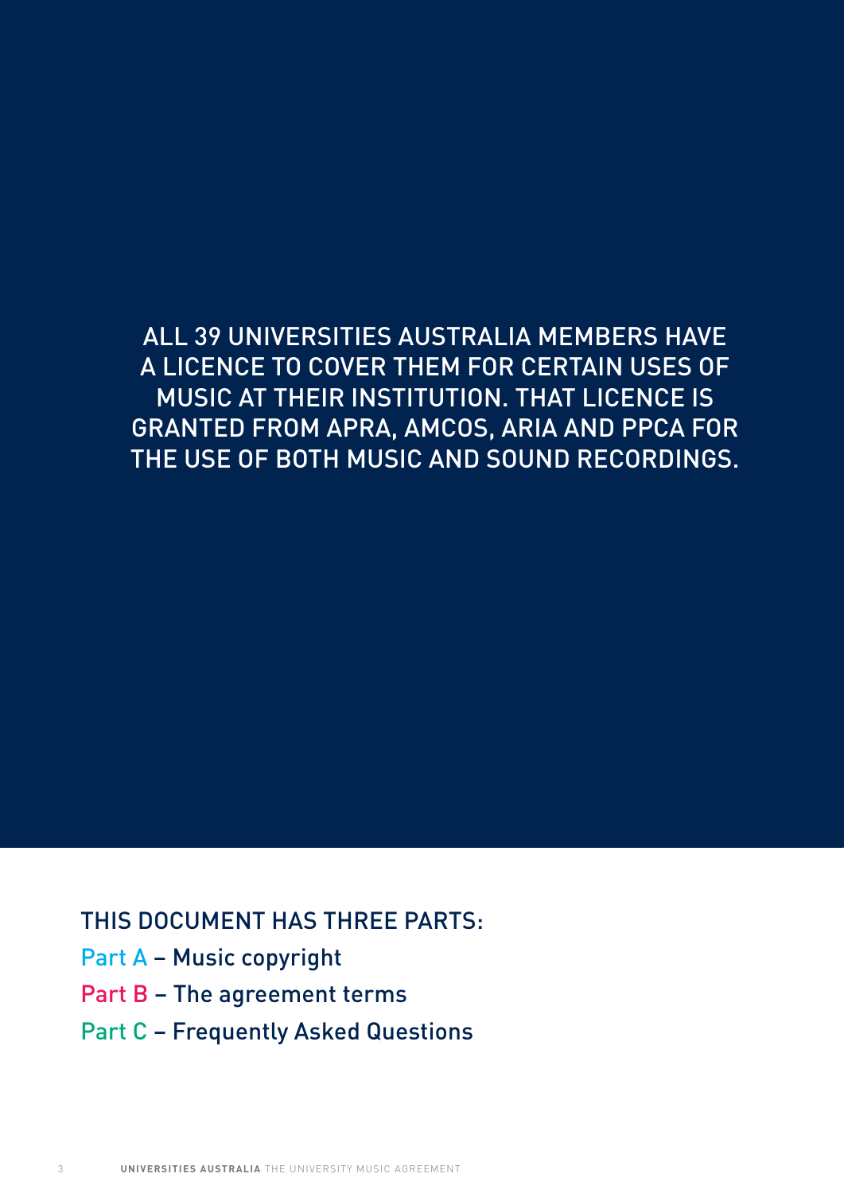ALL 39 UNIVERSITIES AUSTRALIA MEMBERS HAVE A LICENCE TO COVER THEM FOR CERTAIN USES OF MUSIC AT THEIR INSTITUTION. THAT LICENCE IS GRANTED FROM APRA, AMCOS, ARIA AND PPCA FOR THE USE OF BOTH MUSIC AND SOUND RECORDINGS.

## THIS DOCUMENT HAS THREE PARTS:

- Part A – Music copyright
- Part B – The agreement terms
- Part C – Frequently Asked Questions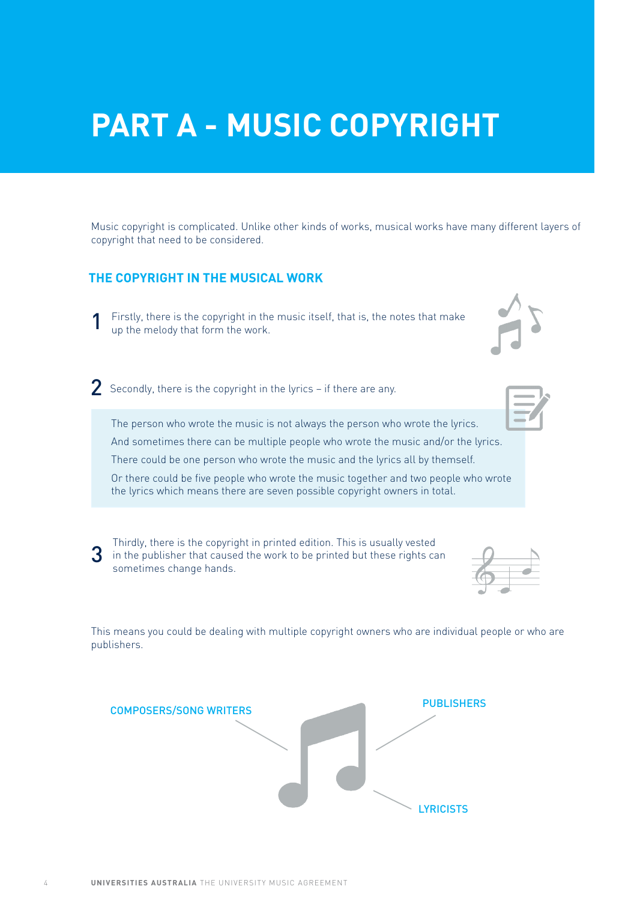# PART A - MUSIC COPYRIGHT

Music copyright is complicated. Unlike other kinds of works, musical works have many different layers of copyright that need to be considered.

## THE COPYRIGHT IN THE MUSICAL WORK

1. Firstly, there is the copyright in the music itself, that is, the notes that make up the melody that form the work.

2. Secondly, there is the copyright in the lyrics – if there are any.

> The person who wrote the music is not always the person who wrote the lyrics.
>
> And sometimes there can be multiple people who wrote the music and/or the lyrics.
>
> There could be one person who wrote the music and the lyrics all by themself.
>
> Or there could be five people who wrote the music together and two people who wrote the lyrics which means there are seven possible copyright owners in total.

3. Thirdly, there is the copyright in printed edition. This is usually vested in the publisher that caused the work to be printed but these rights can sometimes change hands.

This means you could be dealing with multiple copyright owners who are individual people or who are publishers.

COMPOSERS/SONG WRITERS

PUBLISHERS

LYRICISTS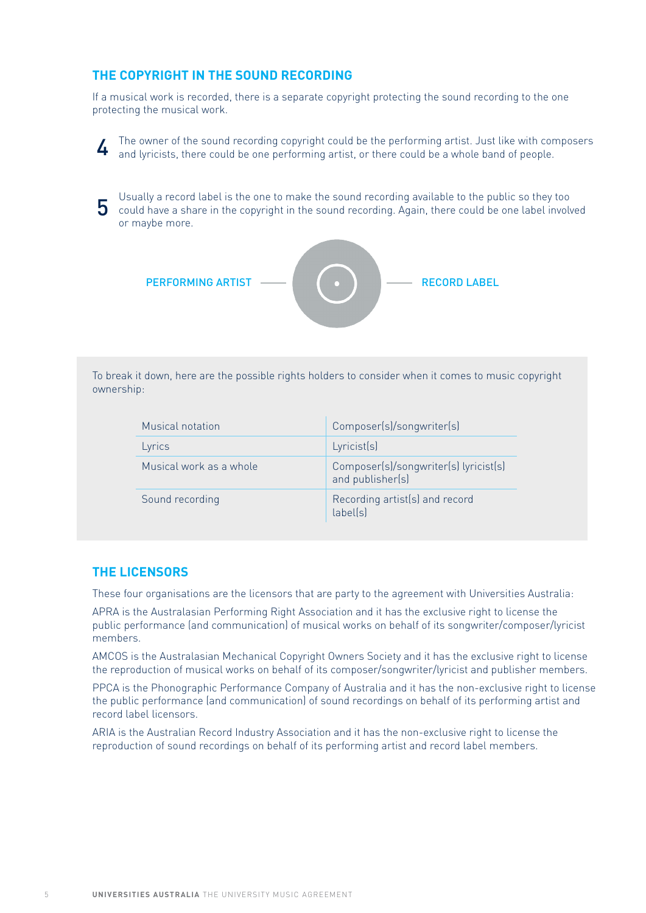## THE COPYRIGHT IN THE SOUND RECORDING

If a musical work is recorded, there is a separate copyright protecting the sound recording to the one protecting the musical work.

**4** The owner of the sound recording copyright could be the performing artist. Just like with composers and lyricists, there could be one performing artist, or there could be a whole band of people.

**5** Usually a record label is the one to make the sound recording available to the public so they too could have a share in the copyright in the sound recording. Again, there could be one label involved or maybe more.

PERFORMING ARTIST — RECORD LABEL

To break it down, here are the possible rights holders to consider when it comes to music copyright ownership:

| | |
|---|---|
| Musical notation | Composer(s)/songwriter(s) |
| Lyrics | Lyricist(s) |
| Musical work as a whole | Composer(s)/songwriter(s) lyricist(s) and publisher(s) |
| Sound recording | Recording artist(s) and record label(s) |

## THE LICENSORS

These four organisations are the licensors that are party to the agreement with Universities Australia:

APRA is the Australasian Performing Right Association and it has the exclusive right to license the public performance (and communication) of musical works on behalf of its songwriter/composer/lyricist members.

AMCOS is the Australasian Mechanical Copyright Owners Society and it has the exclusive right to license the reproduction of musical works on behalf of its composer/songwriter/lyricist and publisher members.

PPCA is the Phonographic Performance Company of Australia and it has the non-exclusive right to license the public performance (and communication) of sound recordings on behalf of its performing artist and record label licensors.

ARIA is the Australian Record Industry Association and it has the non-exclusive right to license the reproduction of sound recordings on behalf of its performing artist and record label members.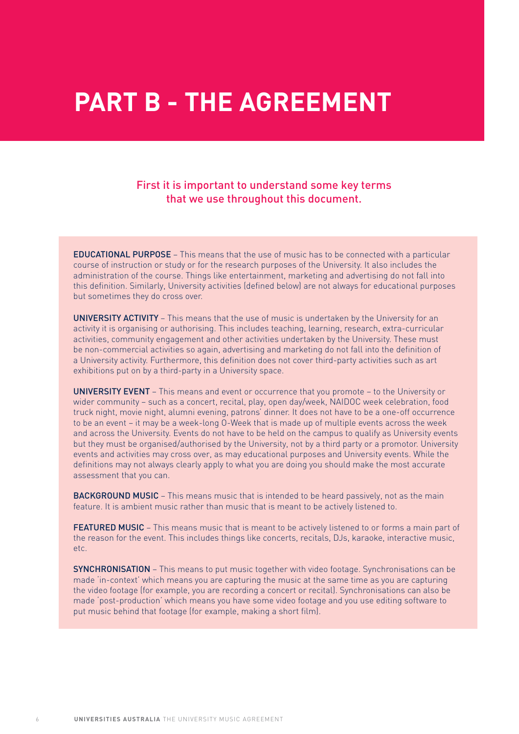# PART B - THE AGREEMENT

First it is important to understand some key terms that we use throughout this document.

**EDUCATIONAL PURPOSE** – This means that the use of music has to be connected with a particular course of instruction or study or for the research purposes of the University. It also includes the administration of the course. Things like entertainment, marketing and advertising do not fall into this definition. Similarly, University activities (defined below) are not always for educational purposes but sometimes they do cross over.

**UNIVERSITY ACTIVITY** – This means that the use of music is undertaken by the University for an activity it is organising or authorising. This includes teaching, learning, research, extra-curricular activities, community engagement and other activities undertaken by the University. These must be non-commercial activities so again, advertising and marketing do not fall into the definition of a University activity. Furthermore, this definition does not cover third-party activities such as art exhibitions put on by a third-party in a University space.

**UNIVERSITY EVENT** – This means and event or occurrence that you promote – to the University or wider community – such as a concert, recital, play, open day/week, NAIDOC week celebration, food truck night, movie night, alumni evening, patrons' dinner. It does not have to be a one-off occurrence to be an event – it may be a week-long O-Week that is made up of multiple events across the week and across the University. Events do not have to be held on the campus to qualify as University events but they must be organised/authorised by the University, not by a third party or a promotor. University events and activities may cross over, as may educational purposes and University events. While the definitions may not always clearly apply to what you are doing you should make the most accurate assessment that you can.

**BACKGROUND MUSIC** – This means music that is intended to be heard passively, not as the main feature. It is ambient music rather than music that is meant to be actively listened to.

**FEATURED MUSIC** – This means music that is meant to be actively listened to or forms a main part of the reason for the event. This includes things like concerts, recitals, DJs, karaoke, interactive music, etc.

**SYNCHRONISATION** – This means to put music together with video footage. Synchronisations can be made 'in-context' which means you are capturing the music at the same time as you are capturing the video footage (for example, you are recording a concert or recital). Synchronisations can also be made 'post-production' which means you have some video footage and you use editing software to put music behind that footage (for example, making a short film).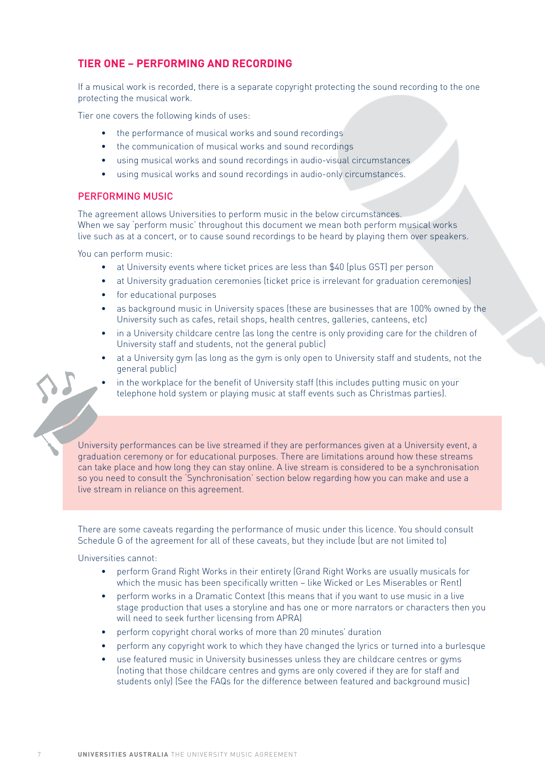## TIER ONE – PERFORMING AND RECORDING

If a musical work is recorded, there is a separate copyright protecting the sound recording to the one protecting the musical work.

Tier one covers the following kinds of uses:

- the performance of musical works and sound recordings
- the communication of musical works and sound recordings
- using musical works and sound recordings in audio-visual circumstances
- using musical works and sound recordings in audio-only circumstances.

### PERFORMING MUSIC

The agreement allows Universities to perform music in the below circumstances. When we say 'perform music' throughout this document we mean both perform musical works live such as at a concert, or to cause sound recordings to be heard by playing them over speakers.

You can perform music:

- at University events where ticket prices are less than $40 (plus GST) per person
- at University graduation ceremonies (ticket price is irrelevant for graduation ceremonies)
- for educational purposes
- as background music in University spaces (these are businesses that are 100% owned by the University such as cafes, retail shops, health centres, galleries, canteens, etc)
- in a University childcare centre (as long the centre is only providing care for the children of University staff and students, not the general public)
- at a University gym (as long as the gym is only open to University staff and students, not the general public)
- in the workplace for the benefit of University staff (this includes putting music on your telephone hold system or playing music at staff events such as Christmas parties).

University performances can be live streamed if they are performances given at a University event, a graduation ceremony or for educational purposes. There are limitations around how these streams can take place and how long they can stay online. A live stream is considered to be a synchronisation so you need to consult the 'Synchronisation' section below regarding how you can make and use a live stream in reliance on this agreement.

There are some caveats regarding the performance of music under this licence. You should consult Schedule G of the agreement for all of these caveats, but they include (but are not limited to)

Universities cannot:

- perform Grand Right Works in their entirety (Grand Right Works are usually musicals for which the music has been specifically written – like Wicked or Les Miserables or Rent)
- perform works in a Dramatic Context (this means that if you want to use music in a live stage production that uses a storyline and has one or more narrators or characters then you will need to seek further licensing from APRA)
- perform copyright choral works of more than 20 minutes' duration
- perform any copyright work to which they have changed the lyrics or turned into a burlesque
- use featured music in University businesses unless they are childcare centres or gyms (noting that those childcare centres and gyms are only covered if they are for staff and students only) (See the FAQs for the difference between featured and background music)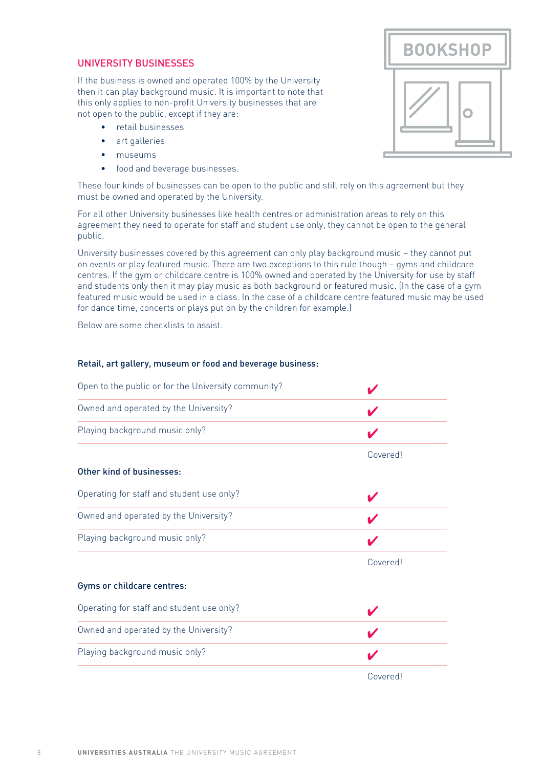## UNIVERSITY BUSINESSES

If the business is owned and operated 100% by the University then it can play background music. It is important to note that this only applies to non-profit University businesses that are not open to the public, except if they are:

- retail businesses
- art galleries
- museums
- food and beverage businesses.

These four kinds of businesses can be open to the public and still rely on this agreement but they must be owned and operated by the University.

For all other University businesses like health centres or administration areas to rely on this agreement they need to operate for staff and student use only, they cannot be open to the general public.

University businesses covered by this agreement can only play background music – they cannot put on events or play featured music. There are two exceptions to this rule though – gyms and childcare centres. If the gym or childcare centre is 100% owned and operated by the University for use by staff and students only then it may play music as both background or featured music. (In the case of a gym featured music would be used in a class. In the case of a childcare centre featured music may be used for dance time, concerts or plays put on by the children for example.)

Below are some checklists to assist.

**Retail, art gallery, museum or food and beverage business:**

| | |
|---|---|
| Open to the public or for the University community? | ✔ |
| Owned and operated by the University? | ✔ |
| Playing background music only? | ✔ |
| | Covered! |

**Other kind of businesses:**

| | |
|---|---|
| Operating for staff and student use only? | ✔ |
| Owned and operated by the University? | ✔ |
| Playing background music only? | ✔ |
| | Covered! |

**Gyms or childcare centres:**

| | |
|---|---|
| Operating for staff and student use only? | ✔ |
| Owned and operated by the University? | ✔ |
| Playing background music only? | ✔ |
| | Covered! |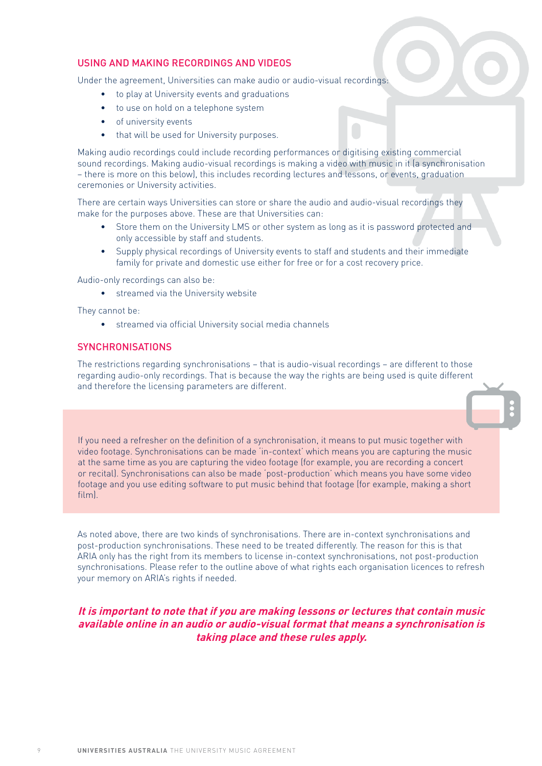## USING AND MAKING RECORDINGS AND VIDEOS

Under the agreement, Universities can make audio or audio-visual recordings:

- to play at University events and graduations
- to use on hold on a telephone system
- of university events
- that will be used for University purposes.

Making audio recordings could include recording performances or digitising existing commercial sound recordings. Making audio-visual recordings is making a video with music in it (a synchronisation – there is more on this below), this includes recording lectures and lessons, or events, graduation ceremonies or University activities.

There are certain ways Universities can store or share the audio and audio-visual recordings they make for the purposes above. These are that Universities can:

- Store them on the University LMS or other system as long as it is password protected and only accessible by staff and students.
- Supply physical recordings of University events to staff and students and their immediate family for private and domestic use either for free or for a cost recovery price.

Audio-only recordings can also be:

- streamed via the University website

They cannot be:

- streamed via official University social media channels

## SYNCHRONISATIONS

The restrictions regarding synchronisations – that is audio-visual recordings – are different to those regarding audio-only recordings. That is because the way the rights are being used is quite different and therefore the licensing parameters are different.

> If you need a refresher on the definition of a synchronisation, it means to put music together with video footage. Synchronisations can be made 'in-context' which means you are capturing the music at the same time as you are capturing the video footage (for example, you are recording a concert or recital). Synchronisations can also be made 'post-production' which means you have some video footage and you use editing software to put music behind that footage (for example, making a short film).

As noted above, there are two kinds of synchronisations. There are in-context synchronisations and post-production synchronisations. These need to be treated differently. The reason for this is that ARIA only has the right from its members to license in-context synchronisations, not post-production synchronisations. Please refer to the outline above of what rights each organisation licences to refresh your memory on ARIA's rights if needed.

***It is important to note that if you are making lessons or lectures that contain music available online in an audio or audio-visual format that means a synchronisation is taking place and these rules apply.***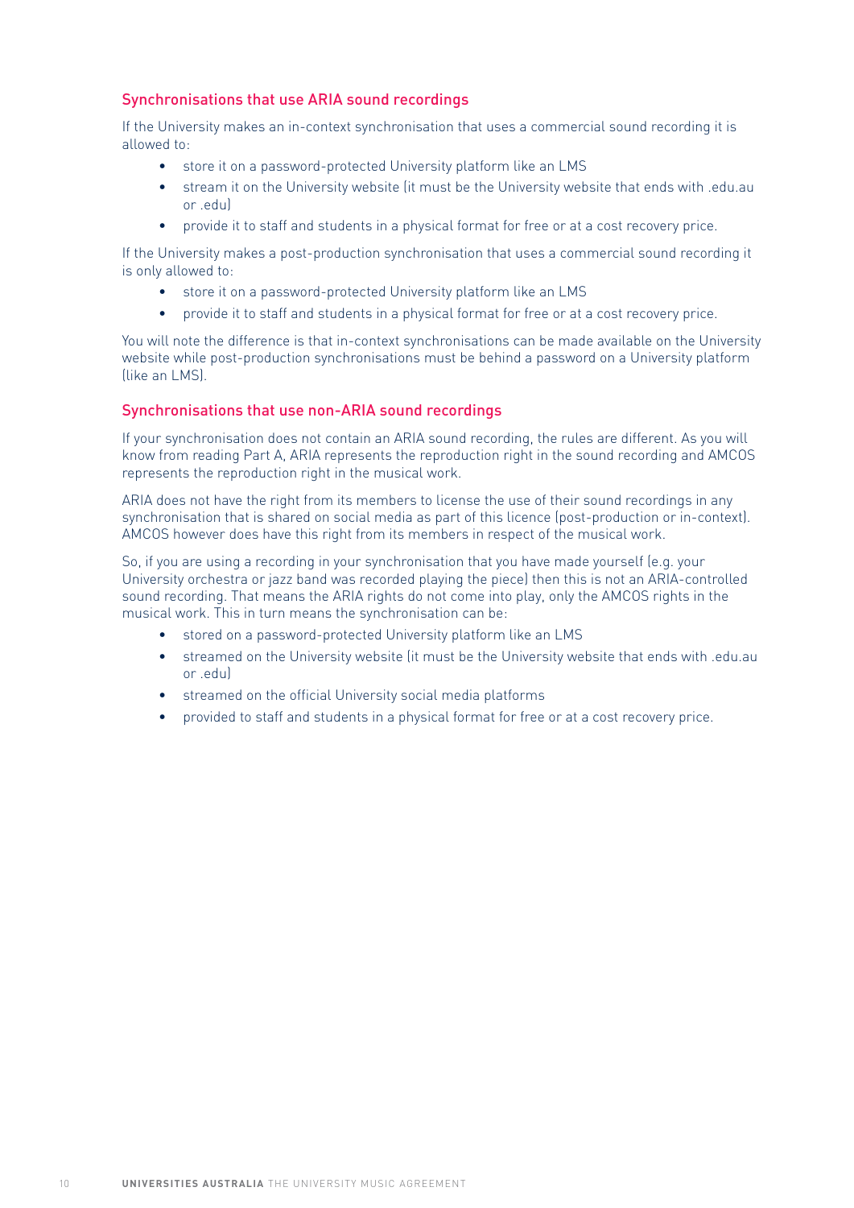### Synchronisations that use ARIA sound recordings

If the University makes an in-context synchronisation that uses a commercial sound recording it is allowed to:

- store it on a password-protected University platform like an LMS
- stream it on the University website (it must be the University website that ends with .edu.au or .edu)
- provide it to staff and students in a physical format for free or at a cost recovery price.

If the University makes a post-production synchronisation that uses a commercial sound recording it is only allowed to:

- store it on a password-protected University platform like an LMS
- provide it to staff and students in a physical format for free or at a cost recovery price.

You will note the difference is that in-context synchronisations can be made available on the University website while post-production synchronisations must be behind a password on a University platform (like an LMS).

### Synchronisations that use non-ARIA sound recordings

If your synchronisation does not contain an ARIA sound recording, the rules are different. As you will know from reading Part A, ARIA represents the reproduction right in the sound recording and AMCOS represents the reproduction right in the musical work.

ARIA does not have the right from its members to license the use of their sound recordings in any synchronisation that is shared on social media as part of this licence (post-production or in-context). AMCOS however does have this right from its members in respect of the musical work.

So, if you are using a recording in your synchronisation that you have made yourself (e.g. your University orchestra or jazz band was recorded playing the piece) then this is not an ARIA-controlled sound recording. That means the ARIA rights do not come into play, only the AMCOS rights in the musical work. This in turn means the synchronisation can be:

- stored on a password-protected University platform like an LMS
- streamed on the University website (it must be the University website that ends with .edu.au or .edu)
- streamed on the official University social media platforms
- provided to staff and students in a physical format for free or at a cost recovery price.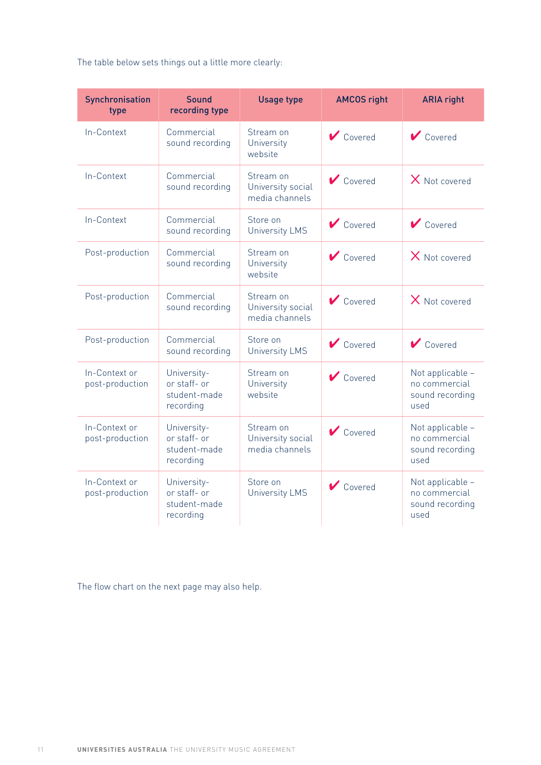The table below sets things out a little more clearly:

| Synchronisation type | Sound recording type | Usage type | AMCOS right | ARIA right |
|---|---|---|---|---|
| In-Context | Commercial sound recording | Stream on University website | ✔ Covered | ✔ Covered |
| In-Context | Commercial sound recording | Stream on University social media channels | ✔ Covered | ✗ Not covered |
| In-Context | Commercial sound recording | Store on University LMS | ✔ Covered | ✔ Covered |
| Post-production | Commercial sound recording | Stream on University website | ✔ Covered | ✗ Not covered |
| Post-production | Commercial sound recording | Stream on University social media channels | ✔ Covered | ✗ Not covered |
| Post-production | Commercial sound recording | Store on University LMS | ✔ Covered | ✔ Covered |
| In-Context or post-production | University- or staff- or student-made recording | Stream on University website | ✔ Covered | Not applicable – no commercial sound recording used |
| In-Context or post-production | University- or staff- or student-made recording | Stream on University social media channels | ✔ Covered | Not applicable – no commercial sound recording used |
| In-Context or post-production | University- or staff- or student-made recording | Store on University LMS | ✔ Covered | Not applicable – no commercial sound recording used |

The flow chart on the next page may also help.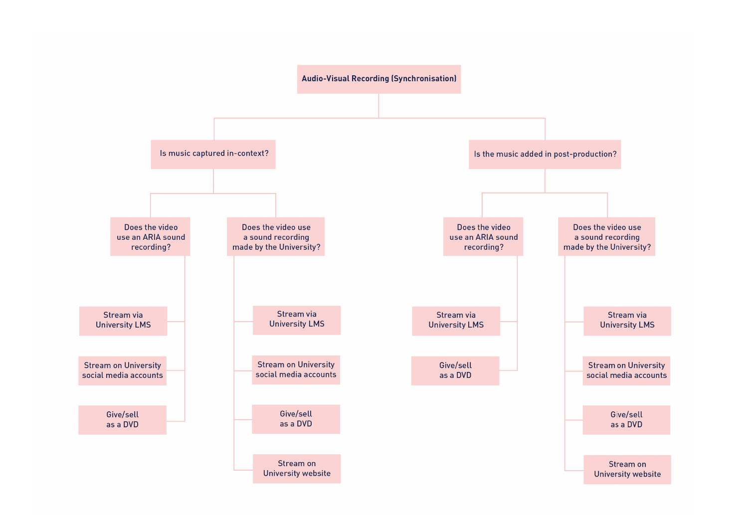# Audio-Visual Recording (Synchronisation)

## Is music captured in-context?

### Does the video use an ARIA sound recording?

- Stream via University LMS
- Stream on University social media accounts
- Give/sell as a DVD

### Does the video use a sound recording made by the University?

- Stream via University LMS
- Stream on University social media accounts
- Give/sell as a DVD
- Stream on University website

## Is the music added in post-production?

### Does the video use an ARIA sound recording?

- Stream via University LMS
- Give/sell as a DVD

### Does the video use a sound recording made by the University?

- Stream via University LMS
- Stream on University social media accounts
- Give/sell as a DVD
- Stream on University website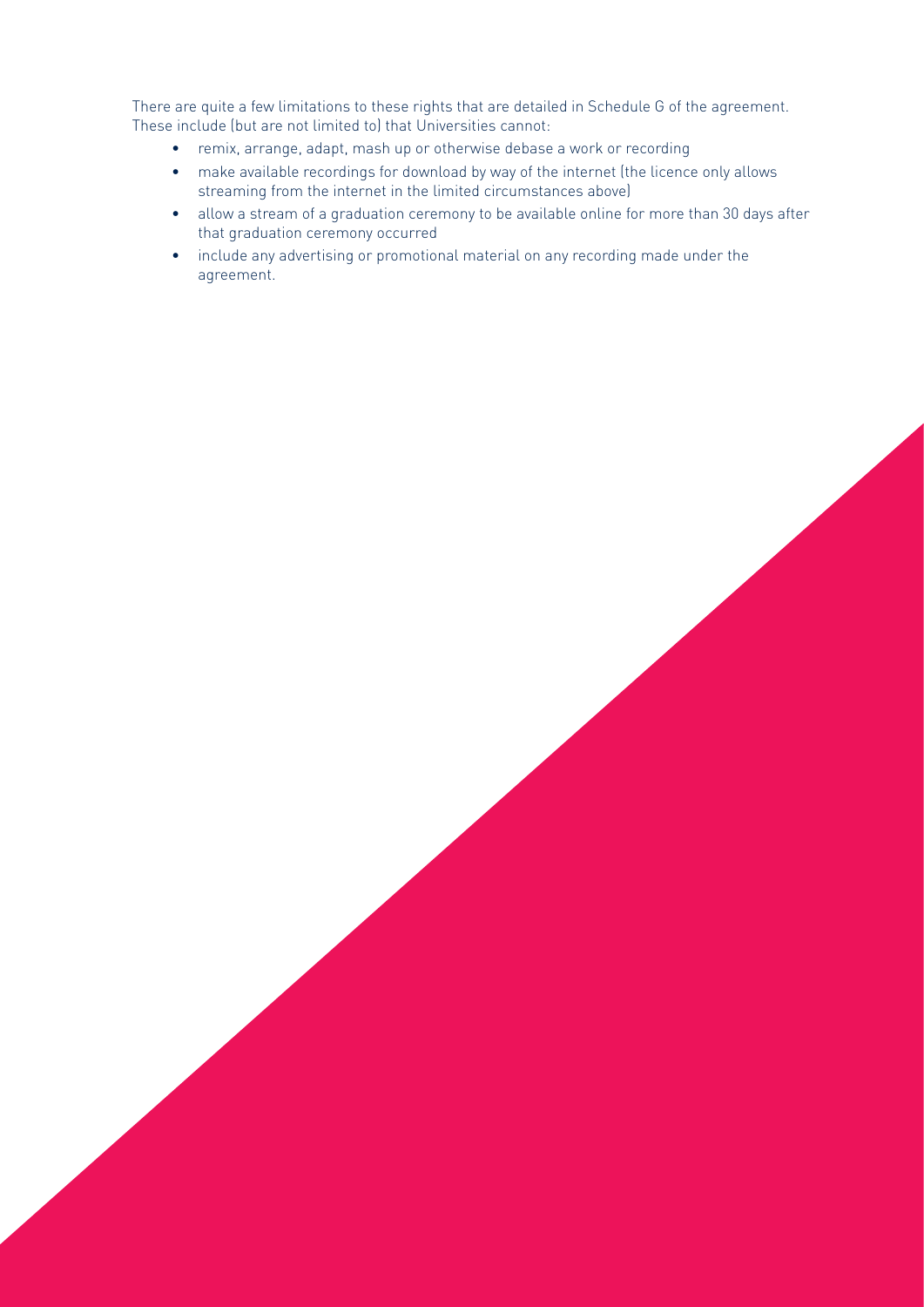There are quite a few limitations to these rights that are detailed in Schedule G of the agreement. These include (but are not limited to) that Universities cannot:

- remix, arrange, adapt, mash up or otherwise debase a work or recording
- make available recordings for download by way of the internet (the licence only allows streaming from the internet in the limited circumstances above)
- allow a stream of a graduation ceremony to be available online for more than 30 days after that graduation ceremony occurred
- include any advertising or promotional material on any recording made under the agreement.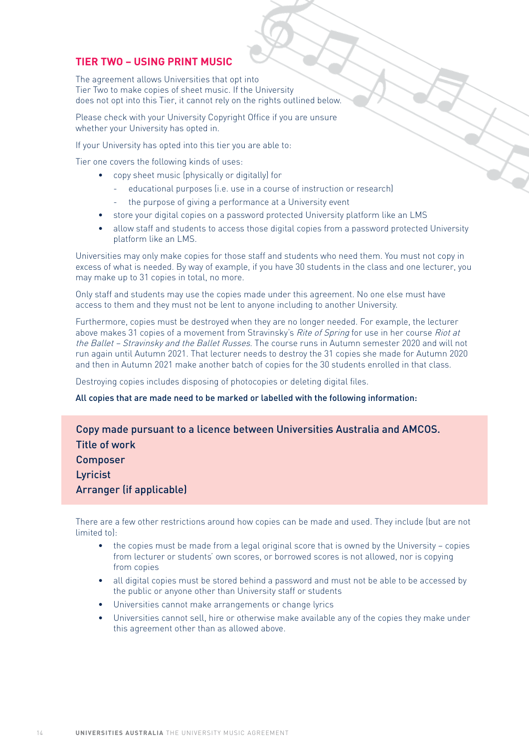## TIER TWO – USING PRINT MUSIC

The agreement allows Universities that opt into Tier Two to make copies of sheet music. If the University does not opt into this Tier, it cannot rely on the rights outlined below.

Please check with your University Copyright Office if you are unsure whether your University has opted in.

If your University has opted into this tier you are able to:

Tier one covers the following kinds of uses:

- copy sheet music (physically or digitally) for
  - educational purposes (i.e. use in a course of instruction or research)
  - the purpose of giving a performance at a University event
- store your digital copies on a password protected University platform like an LMS
- allow staff and students to access those digital copies from a password protected University platform like an LMS.

Universities may only make copies for those staff and students who need them. You must not copy in excess of what is needed. By way of example, if you have 30 students in the class and one lecturer, you may make up to 31 copies in total, no more.

Only staff and students may use the copies made under this agreement. No one else must have access to them and they must not be lent to anyone including to another University.

Furthermore, copies must be destroyed when they are no longer needed. For example, the lecturer above makes 31 copies of a movement from Stravinsky's *Rite of Spring* for use in her course *Riot at the Ballet – Stravinsky and the Ballet Russes*. The course runs in Autumn semester 2020 and will not run again until Autumn 2021. That lecturer needs to destroy the 31 copies she made for Autumn 2020 and then in Autumn 2021 make another batch of copies for the 30 students enrolled in that class.

Destroying copies includes disposing of photocopies or deleting digital files.

All copies that are made need to be marked or labelled with the following information:

> Copy made pursuant to a licence between Universities Australia and AMCOS.
> Title of work
> Composer
> Lyricist
> Arranger (if applicable)

There are a few other restrictions around how copies can be made and used. They include (but are not limited to):

- the copies must be made from a legal original score that is owned by the University – copies from lecturer or students' own scores, or borrowed scores is not allowed, nor is copying from copies
- all digital copies must be stored behind a password and must not be able to be accessed by the public or anyone other than University staff or students
- Universities cannot make arrangements or change lyrics
- Universities cannot sell, hire or otherwise make available any of the copies they make under this agreement other than as allowed above.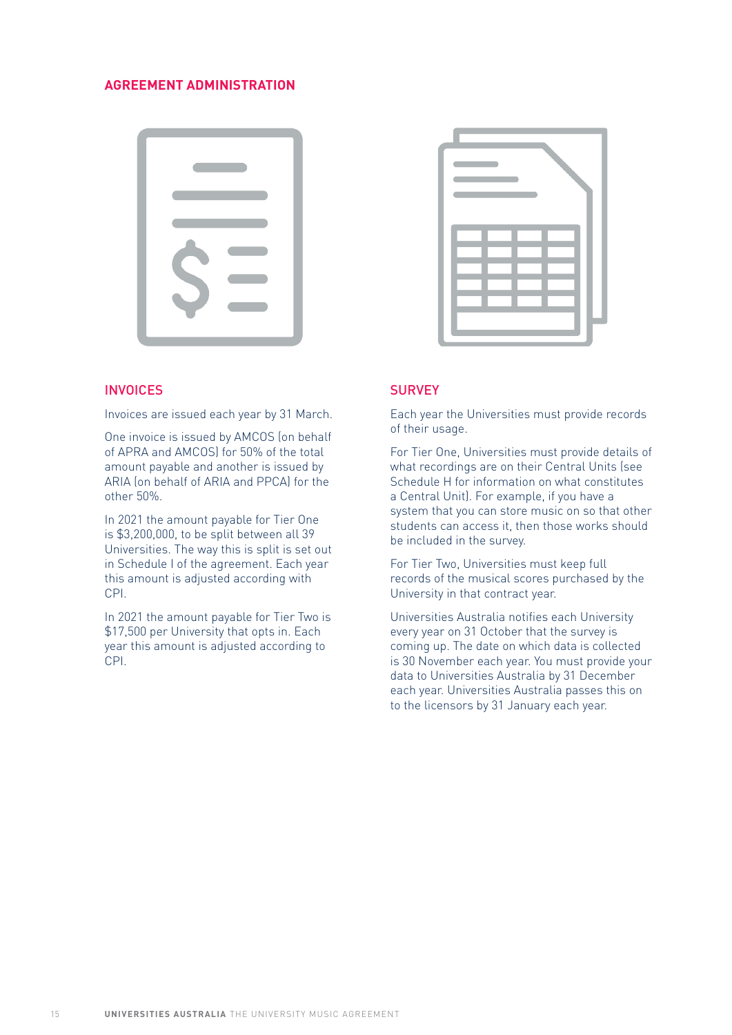## AGREEMENT ADMINISTRATION

### INVOICES

Invoices are issued each year by 31 March.

One invoice is issued by AMCOS (on behalf of APRA and AMCOS) for 50% of the total amount payable and another is issued by ARIA (on behalf of ARIA and PPCA) for the other 50%.

In 2021 the amount payable for Tier One is $3,200,000, to be split between all 39 Universities. The way this is split is set out in Schedule I of the agreement. Each year this amount is adjusted according with CPI.

In 2021 the amount payable for Tier Two is $17,500 per University that opts in. Each year this amount is adjusted according to CPI.

### SURVEY

Each year the Universities must provide records of their usage.

For Tier One, Universities must provide details of what recordings are on their Central Units (see Schedule H for information on what constitutes a Central Unit). For example, if you have a system that you can store music on so that other students can access it, then those works should be included in the survey.

For Tier Two, Universities must keep full records of the musical scores purchased by the University in that contract year.

Universities Australia notifies each University every year on 31 October that the survey is coming up. The date on which data is collected is 30 November each year. You must provide your data to Universities Australia by 31 December each year. Universities Australia passes this on to the licensors by 31 January each year.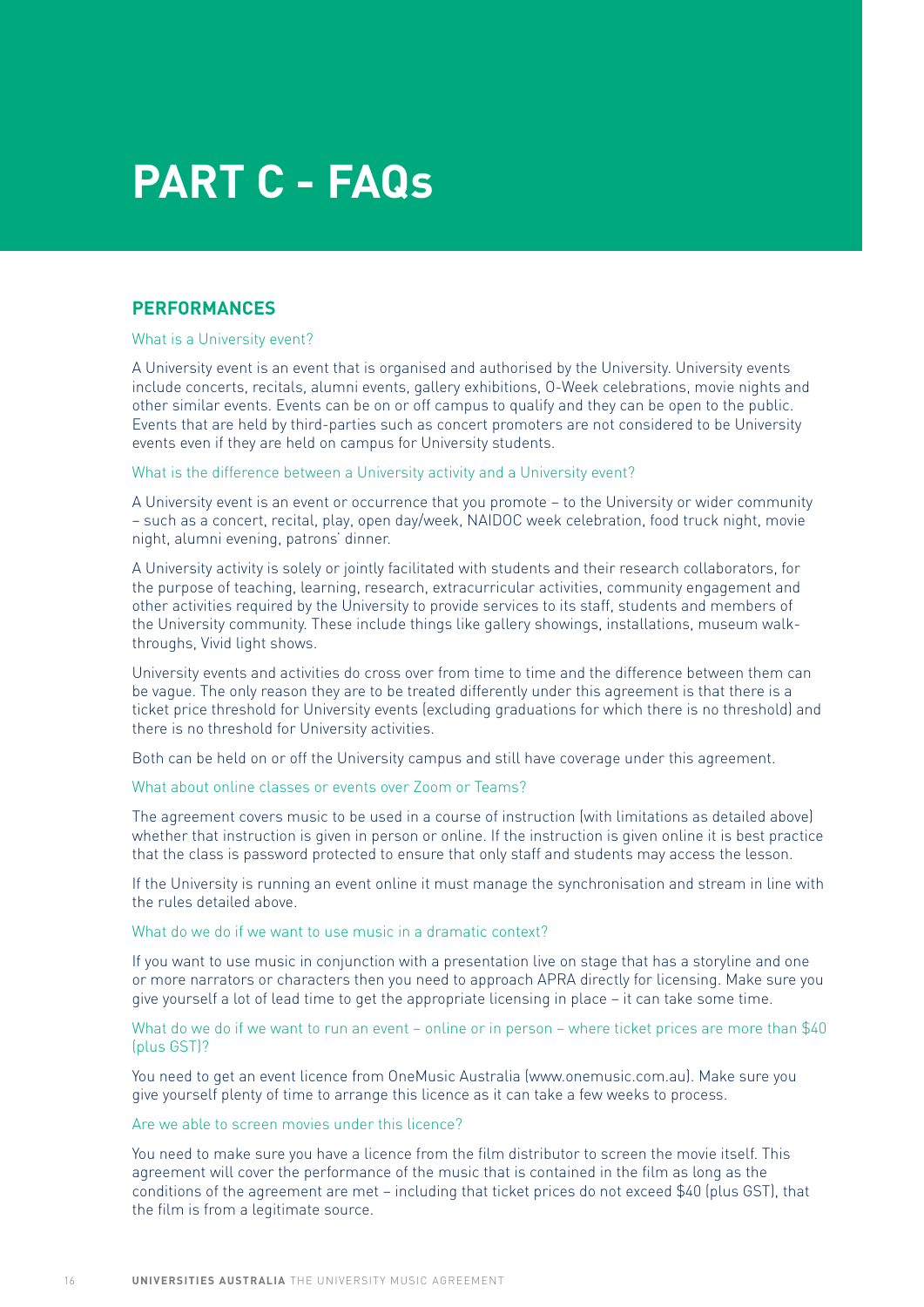# PART C - FAQs

## PERFORMANCES

### What is a University event?

A University event is an event that is organised and authorised by the University. University events include concerts, recitals, alumni events, gallery exhibitions, O-Week celebrations, movie nights and other similar events. Events can be on or off campus to qualify and they can be open to the public. Events that are held by third-parties such as concert promoters are not considered to be University events even if they are held on campus for University students.

### What is the difference between a University activity and a University event?

A University event is an event or occurrence that you promote – to the University or wider community – such as a concert, recital, play, open day/week, NAIDOC week celebration, food truck night, movie night, alumni evening, patrons' dinner.

A University activity is solely or jointly facilitated with students and their research collaborators, for the purpose of teaching, learning, research, extracurricular activities, community engagement and other activities required by the University to provide services to its staff, students and members of the University community. These include things like gallery showings, installations, museum walk-throughs, Vivid light shows.

University events and activities do cross over from time to time and the difference between them can be vague. The only reason they are to be treated differently under this agreement is that there is a ticket price threshold for University events (excluding graduations for which there is no threshold) and there is no threshold for University activities.

Both can be held on or off the University campus and still have coverage under this agreement.

### What about online classes or events over Zoom or Teams?

The agreement covers music to be used in a course of instruction (with limitations as detailed above) whether that instruction is given in person or online. If the instruction is given online it is best practice that the class is password protected to ensure that only staff and students may access the lesson.

If the University is running an event online it must manage the synchronisation and stream in line with the rules detailed above.

### What do we do if we want to use music in a dramatic context?

If you want to use music in conjunction with a presentation live on stage that has a storyline and one or more narrators or characters then you need to approach APRA directly for licensing. Make sure you give yourself a lot of lead time to get the appropriate licensing in place – it can take some time.

### What do we do if we want to run an event – online or in person – where ticket prices are more than $40 (plus GST)?

You need to get an event licence from OneMusic Australia (www.onemusic.com.au). Make sure you give yourself plenty of time to arrange this licence as it can take a few weeks to process.

### Are we able to screen movies under this licence?

You need to make sure you have a licence from the film distributor to screen the movie itself. This agreement will cover the performance of the music that is contained in the film as long as the conditions of the agreement are met – including that ticket prices do not exceed $40 (plus GST), that the film is from a legitimate source.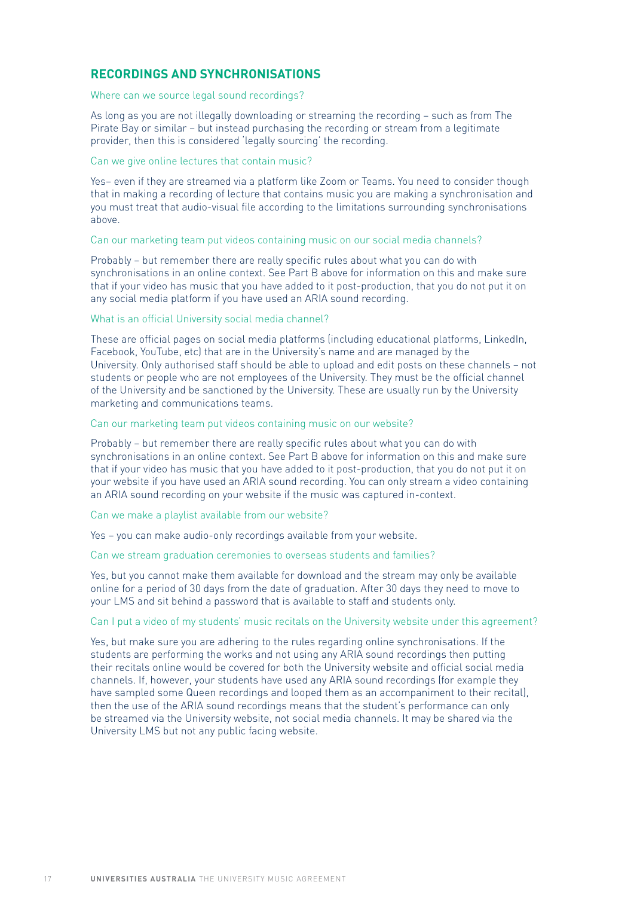## RECORDINGS AND SYNCHRONISATIONS

### Where can we source legal sound recordings?

As long as you are not illegally downloading or streaming the recording – such as from The Pirate Bay or similar – but instead purchasing the recording or stream from a legitimate provider, then this is considered 'legally sourcing' the recording.

### Can we give online lectures that contain music?

Yes– even if they are streamed via a platform like Zoom or Teams. You need to consider though that in making a recording of lecture that contains music you are making a synchronisation and you must treat that audio-visual file according to the limitations surrounding synchronisations above.

### Can our marketing team put videos containing music on our social media channels?

Probably – but remember there are really specific rules about what you can do with synchronisations in an online context. See Part B above for information on this and make sure that if your video has music that you have added to it post-production, that you do not put it on any social media platform if you have used an ARIA sound recording.

### What is an official University social media channel?

These are official pages on social media platforms (including educational platforms, LinkedIn, Facebook, YouTube, etc) that are in the University's name and are managed by the University. Only authorised staff should be able to upload and edit posts on these channels – not students or people who are not employees of the University. They must be the official channel of the University and be sanctioned by the University. These are usually run by the University marketing and communications teams.

### Can our marketing team put videos containing music on our website?

Probably – but remember there are really specific rules about what you can do with synchronisations in an online context. See Part B above for information on this and make sure that if your video has music that you have added to it post-production, that you do not put it on your website if you have used an ARIA sound recording. You can only stream a video containing an ARIA sound recording on your website if the music was captured in-context.

### Can we make a playlist available from our website?

Yes – you can make audio-only recordings available from your website.

### Can we stream graduation ceremonies to overseas students and families?

Yes, but you cannot make them available for download and the stream may only be available online for a period of 30 days from the date of graduation. After 30 days they need to move to your LMS and sit behind a password that is available to staff and students only.

### Can I put a video of my students' music recitals on the University website under this agreement?

Yes, but make sure you are adhering to the rules regarding online synchronisations. If the students are performing the works and not using any ARIA sound recordings then putting their recitals online would be covered for both the University website and official social media channels. If, however, your students have used any ARIA sound recordings (for example they have sampled some Queen recordings and looped them as an accompaniment to their recital), then the use of the ARIA sound recordings means that the student's performance can only be streamed via the University website, not social media channels. It may be shared via the University LMS but not any public facing website.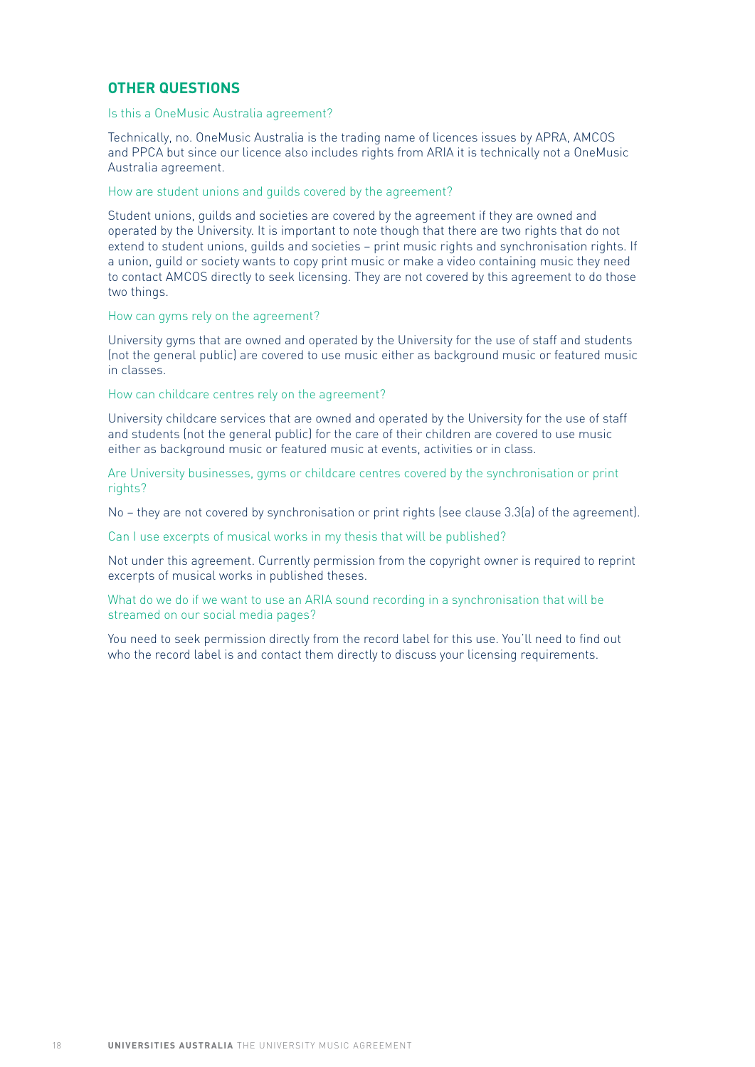## OTHER QUESTIONS

### Is this a OneMusic Australia agreement?

Technically, no. OneMusic Australia is the trading name of licences issues by APRA, AMCOS and PPCA but since our licence also includes rights from ARIA it is technically not a OneMusic Australia agreement.

### How are student unions and guilds covered by the agreement?

Student unions, guilds and societies are covered by the agreement if they are owned and operated by the University. It is important to note though that there are two rights that do not extend to student unions, guilds and societies – print music rights and synchronisation rights. If a union, guild or society wants to copy print music or make a video containing music they need to contact AMCOS directly to seek licensing. They are not covered by this agreement to do those two things.

### How can gyms rely on the agreement?

University gyms that are owned and operated by the University for the use of staff and students (not the general public) are covered to use music either as background music or featured music in classes.

### How can childcare centres rely on the agreement?

University childcare services that are owned and operated by the University for the use of staff and students (not the general public) for the care of their children are covered to use music either as background music or featured music at events, activities or in class.

### Are University businesses, gyms or childcare centres covered by the synchronisation or print rights?

No – they are not covered by synchronisation or print rights (see clause 3.3(a) of the agreement).

### Can I use excerpts of musical works in my thesis that will be published?

Not under this agreement. Currently permission from the copyright owner is required to reprint excerpts of musical works in published theses.

### What do we do if we want to use an ARIA sound recording in a synchronisation that will be streamed on our social media pages?

You need to seek permission directly from the record label for this use. You'll need to find out who the record label is and contact them directly to discuss your licensing requirements.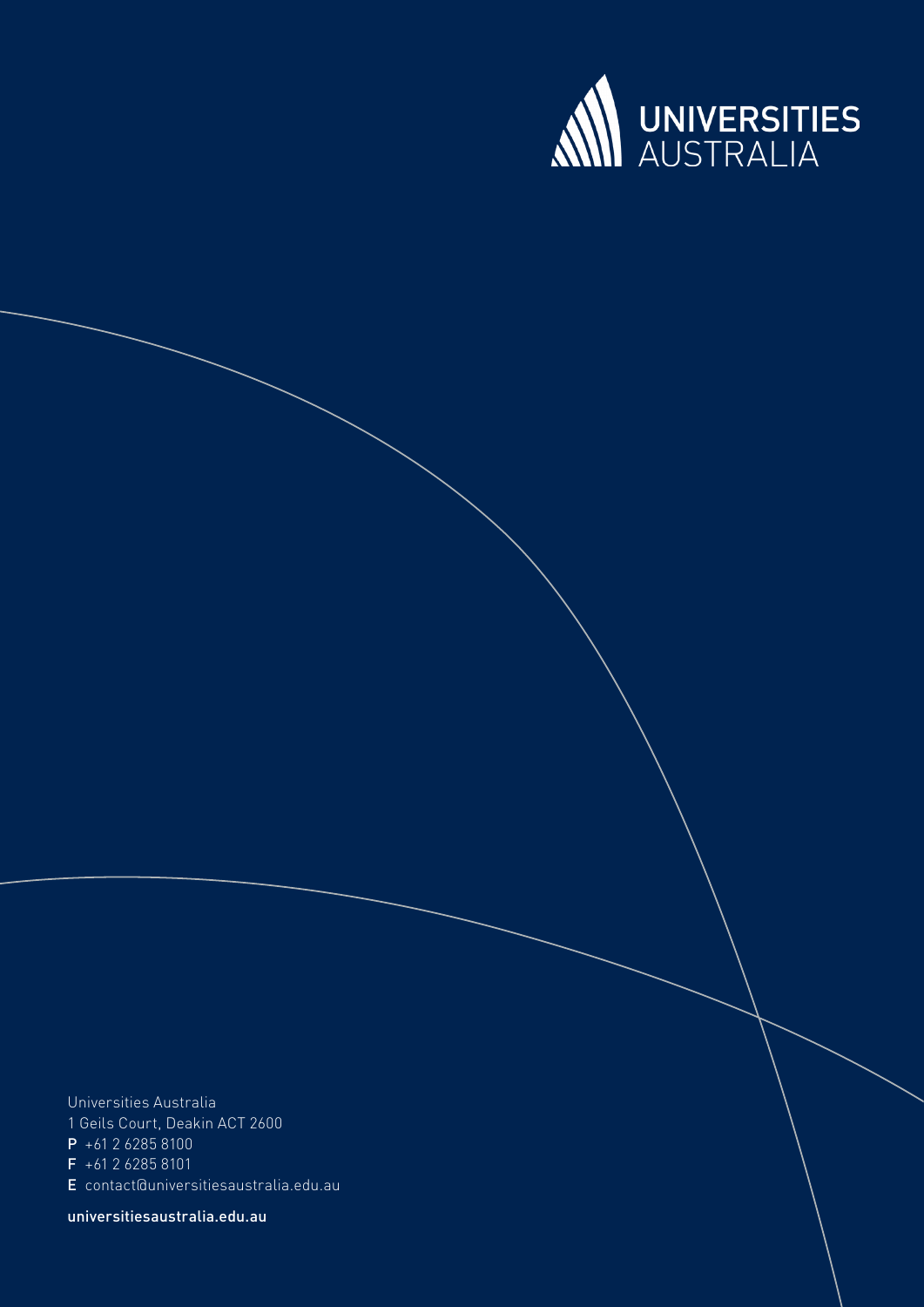UNIVERSITIES AUSTRALIA

Universities Australia
1 Geils Court, Deakin ACT 2600
**P** +61 2 6285 8100
**F** +61 2 6285 8101
**E** contact@universitiesaustralia.edu.au

**universitiesaustralia.edu.au**